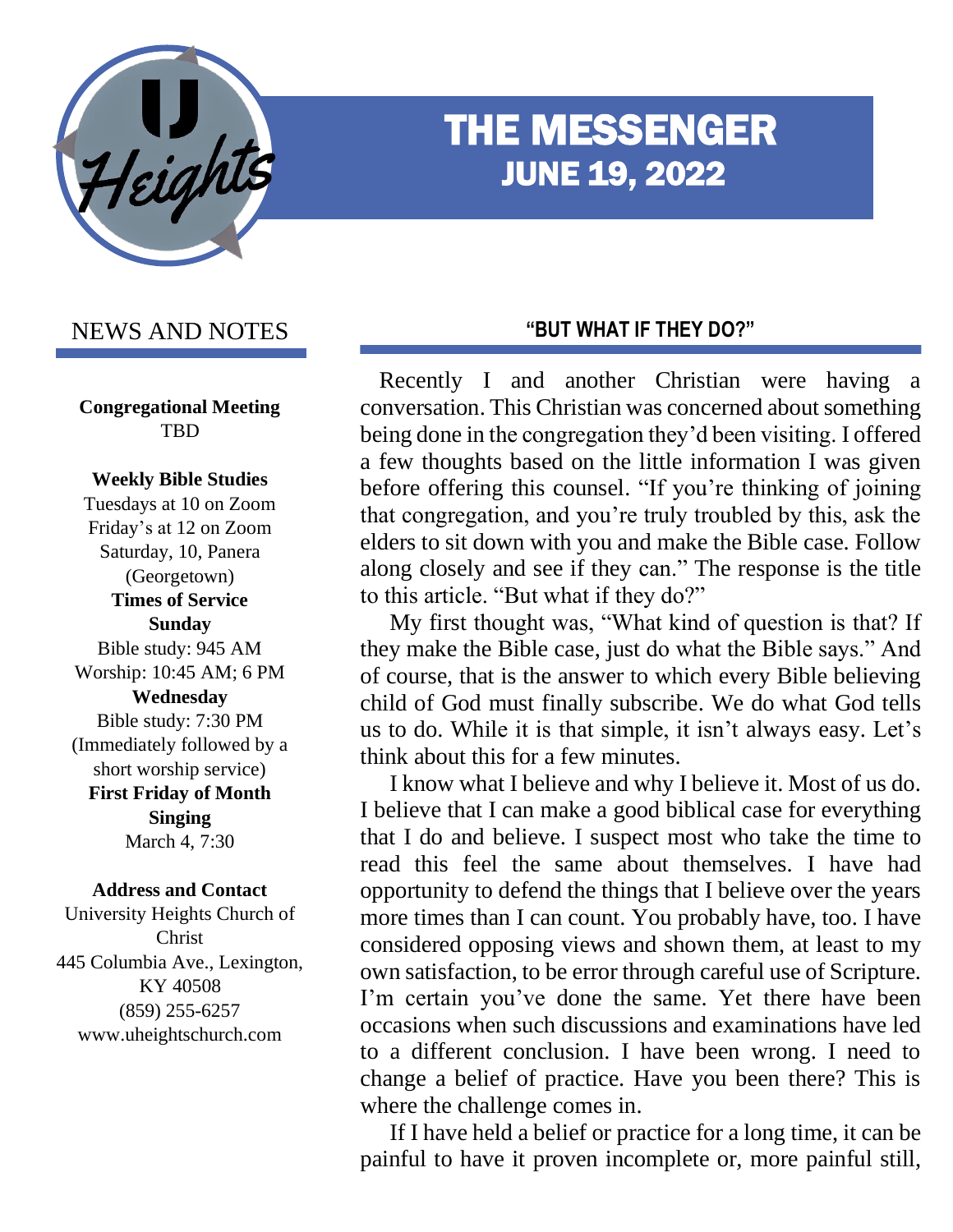# THE MESSENGER

## JUNE 19, 2022

## NEWS AND NOTES

**Congregational Meeting**
TBD

**Weekly Bible Studies**
Tuesdays at 10 on Zoom
Friday's at 12 on Zoom
Saturday, 10, Panera (Georgetown)

**Times of Service**

**Sunday**
Bible study: 945 AM
Worship: 10:45 AM; 6 PM

**Wednesday**
Bible study: 7:30 PM
(Immediately followed by a short worship service)

**First Friday of Month Singing**
March 4, 7:30

**Address and Contact**
University Heights Church of Christ
445 Columbia Ave., Lexington, KY 40508
(859) 255-6257
www.uheightschurch.com

## "BUT WHAT IF THEY DO?"

Recently I and another Christian were having a conversation. This Christian was concerned about something being done in the congregation they'd been visiting. I offered a few thoughts based on the little information I was given before offering this counsel. "If you're thinking of joining that congregation, and you're truly troubled by this, ask the elders to sit down with you and make the Bible case. Follow along closely and see if they can." The response is the title to this article. "But what if they do?"

My first thought was, "What kind of question is that? If they make the Bible case, just do what the Bible says." And of course, that is the answer to which every Bible believing child of God must finally subscribe. We do what God tells us to do. While it is that simple, it isn't always easy. Let's think about this for a few minutes.

I know what I believe and why I believe it. Most of us do. I believe that I can make a good biblical case for everything that I do and believe. I suspect most who take the time to read this feel the same about themselves. I have had opportunity to defend the things that I believe over the years more times than I can count. You probably have, too. I have considered opposing views and shown them, at least to my own satisfaction, to be error through careful use of Scripture. I'm certain you've done the same. Yet there have been occasions when such discussions and examinations have led to a different conclusion. I have been wrong. I need to change a belief of practice. Have you been there? This is where the challenge comes in.

If I have held a belief or practice for a long time, it can be painful to have it proven incomplete or, more painful still,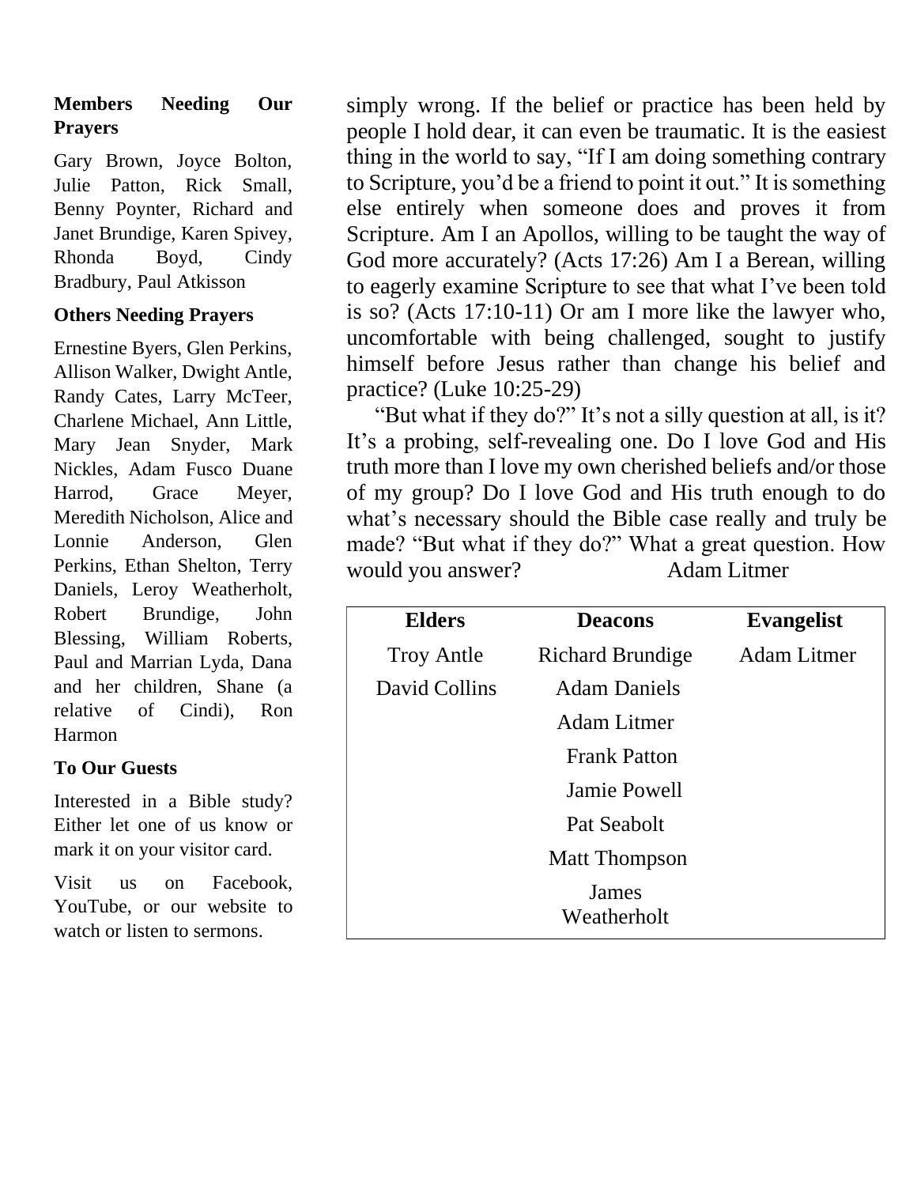### Members Needing Our Prayers

Gary Brown, Joyce Bolton, Julie Patton, Rick Small, Benny Poynter, Richard and Janet Brundige, Karen Spivey, Rhonda Boyd, Cindy Bradbury, Paul Atkisson

### Others Needing Prayers

Ernestine Byers, Glen Perkins, Allison Walker, Dwight Antle, Randy Cates, Larry McTeer, Charlene Michael, Ann Little, Mary Jean Snyder, Mark Nickles, Adam Fusco Duane Harrod, Grace Meyer, Meredith Nicholson, Alice and Lonnie Anderson, Glen Perkins, Ethan Shelton, Terry Daniels, Leroy Weatherholt, Robert Brundige, John Blessing, William Roberts, Paul and Marrian Lyda, Dana and her children, Shane (a relative of Cindi), Ron Harmon

### To Our Guests

Interested in a Bible study? Either let one of us know or mark it on your visitor card.

Visit us on Facebook, YouTube, or our website to watch or listen to sermons.

simply wrong. If the belief or practice has been held by people I hold dear, it can even be traumatic. It is the easiest thing in the world to say, "If I am doing something contrary to Scripture, you'd be a friend to point it out." It is something else entirely when someone does and proves it from Scripture. Am I an Apollos, willing to be taught the way of God more accurately? (Acts 17:26) Am I a Berean, willing to eagerly examine Scripture to see that what I've been told is so? (Acts 17:10-11) Or am I more like the lawyer who, uncomfortable with being challenged, sought to justify himself before Jesus rather than change his belief and practice? (Luke 10:25-29)

"But what if they do?" It's not a silly question at all, is it? It's a probing, self-revealing one. Do I love God and His truth more than I love my own cherished beliefs and/or those of my group? Do I love God and His truth enough to do what's necessary should the Bible case really and truly be made? "But what if they do?" What a great question. How would you answer? Adam Litmer

| Elders | Deacons | Evangelist |
|---|---|---|
| Troy Antle | Richard Brundige | Adam Litmer |
| David Collins | Adam Daniels | |
| | Adam Litmer | |
| | Frank Patton | |
| | Jamie Powell | |
| | Pat Seabolt | |
| | Matt Thompson | |
| | James Weatherholt | |